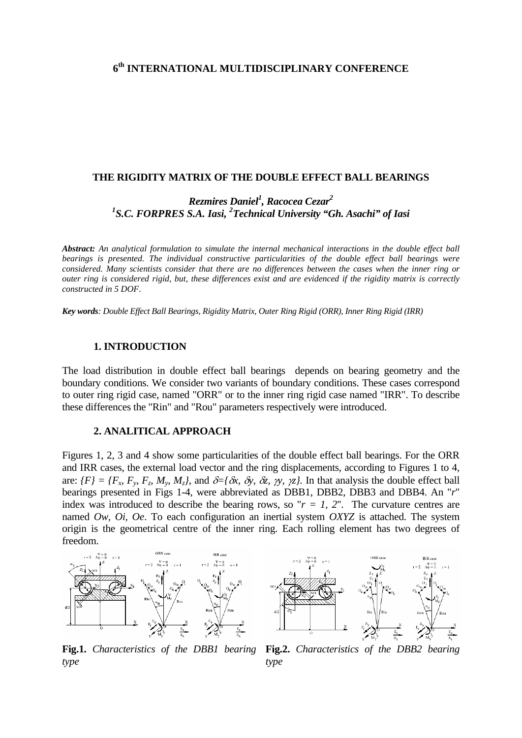## 6th INTERNATIONAL MULTIDISCIPLINARY CONFERENCE

# THE RIGIDITY MATRIX OF THE DOUBLE EFFECT BALL BEARINGS

***Rezmires Daniel[1], Racocea Cezar[2]***
***[1]S.C. FORPRES S.A. Iasi, [2]Technical University "Gh. Asachi" of Iasi***

***Abstract:*** *An analytical formulation to simulate the internal mechanical interactions in the double effect ball bearings is presented. The individual constructive particularities of the double effect ball bearings were considered. Many scientists consider that there are no differences between the cases when the inner ring or outer ring is considered rigid, but, these differences exist and are evidenced if the rigidity matrix is correctly constructed in 5 DOF.*

***Key words****: Double Effect Ball Bearings, Rigidity Matrix, Outer Ring Rigid (ORR), Inner Ring Rigid (IRR)*

## 1. INTRODUCTION

The load distribution in double effect ball bearings depends on bearing geometry and the boundary conditions. We consider two variants of boundary conditions. These cases correspond to outer ring rigid case, named "ORR" or to the inner ring rigid case named "IRR". To describe these differences the "Rin" and "Rou" parameters respectively were introduced.

## 2. ANALITICAL APPROACH

Figures 1, 2, 3 and 4 show some particularities of the double effect ball bearings. For the ORR and IRR cases, the external load vector and the ring displacements, according to Figures 1 to 4, are: $\{F\} = \{F_x, F_y, F_z, M_y, M_z\}$, and $\delta=\{\delta x, \delta y, \delta z, \gamma y, \gamma z\}$. In that analysis the double effect ball bearings presented in Figs 1-4, were abbreviated as DBB1, DBB2, DBB3 and DBB4. An "*r*" index was introduced to describe the bearing rows, so "$r = 1, 2$". The curvature centres are named *Ow, Oi, Oe*. To each configuration an inertial system *OXYZ* is attached. The system origin is the geometrical centre of the inner ring. Each rolling element has two degrees of freedom.

**Fig.1.** *Characteristics of the DBB1 bearing type*

**Fig.2.** *Characteristics of the DBB2 bearing type*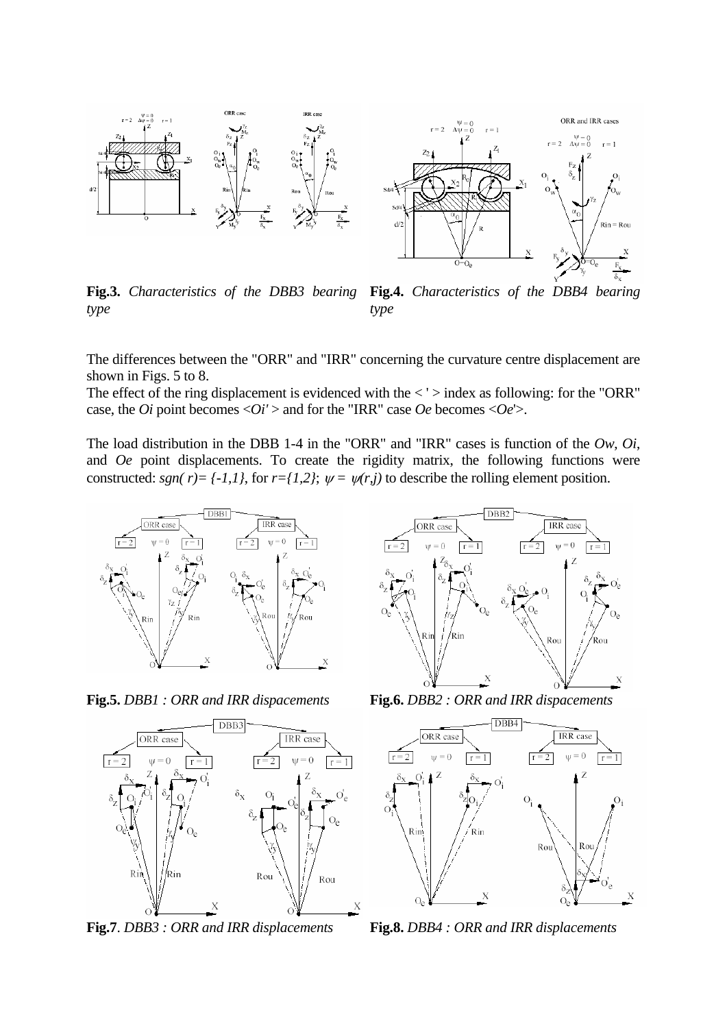**Fig.3.** *Characteristics of the DBB3 bearing type*

**Fig.4.** *Characteristics of the DBB4 bearing type*

The differences between the "ORR" and "IRR" concerning the curvature centre displacement are shown in Figs. 5 to 8.

The effect of the ring displacement is evidenced with the < ' > index as following: for the "ORR" case, the *Oi* point becomes <*Oi'* > and for the "IRR" case *Oe* becomes <*Oe*'>.

The load distribution in the DBB 1-4 in the "ORR" and "IRR" cases is function of the *Ow*, *Oi*, and *Oe* point displacements. To create the rigidity matrix, the following functions were constructed: $sgn(r)=\{-1,1\}$, for $r=\{1,2\}$; $\psi = \psi(r,j)$ to describe the rolling element position.

**Fig.5.** *DBB1 : ORR and IRR dispacements*

**Fig.6.** *DBB2 : ORR and IRR dispacements*

**Fig.7**. *DBB3 : ORR and IRR displacements*

**Fig.8.** *DBB4 : ORR and IRR displacements*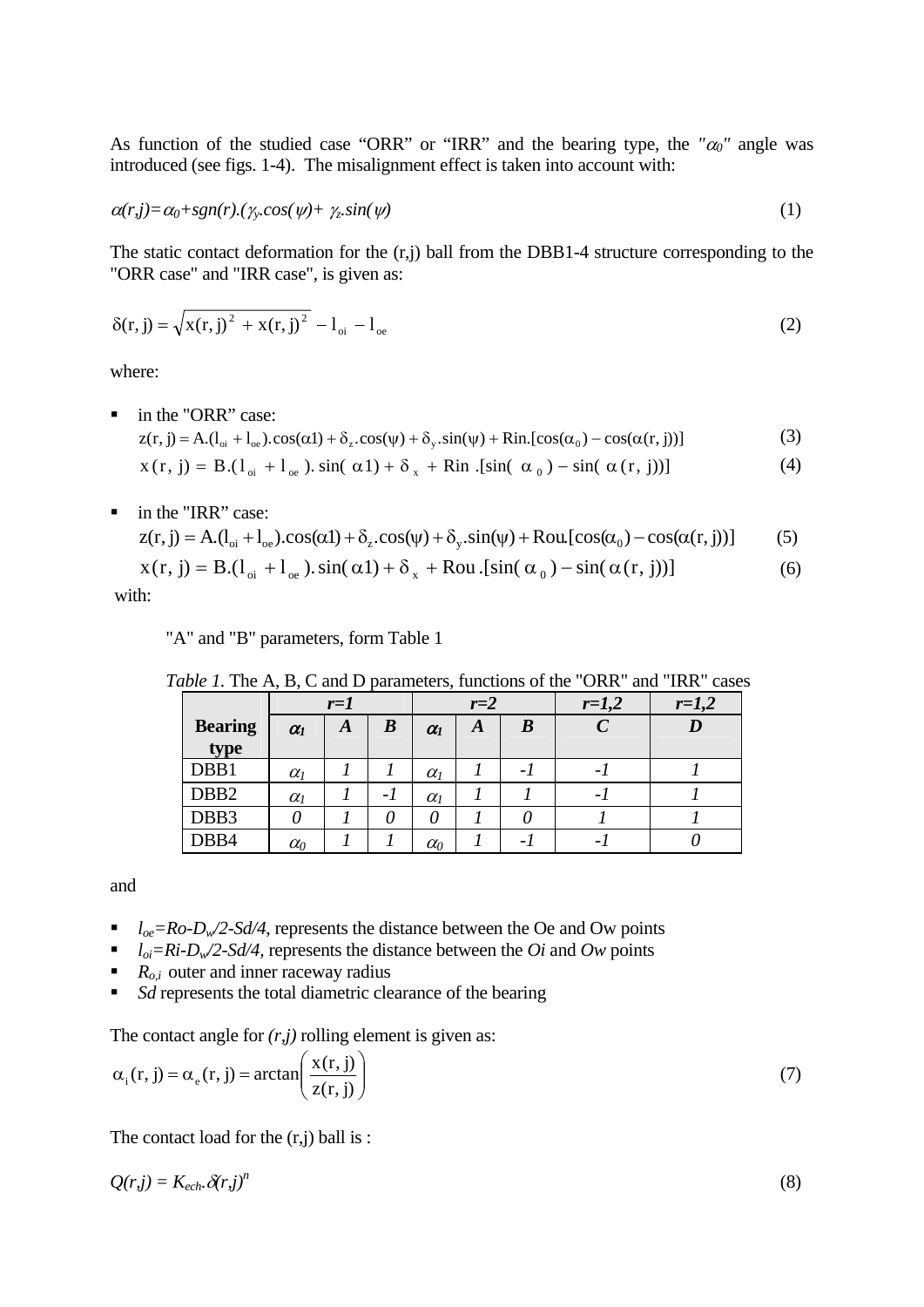As function of the studied case “ORR” or “IRR” and the bearing type, the "$\alpha_0$" angle was introduced (see figs. 1-4). The misalignment effect is taken into account with:

$$\alpha(r,j)=\alpha_0+sgn(r).(\gamma_y.\cos(\psi)+\gamma_z.\sin(\psi)) \tag{1}$$

The static contact deformation for the (r,j) ball from the DBB1-4 structure corresponding to the "ORR case" and "IRR case", is given as:

$$\delta(r,j)=\sqrt{x(r,j)^2+x(r,j)^2}-l_{oi}-l_{oe} \tag{2}$$

where:

- in the "ORR” case:

$$z(r,j)=A.(l_{oi}+l_{oe}).\cos(\alpha1)+\delta_z.\cos(\psi)+\delta_y.\sin(\psi)+Rin.[\cos(\alpha_0)-\cos(\alpha(r,j))] \tag{3}$$

$$x(r,j)=B.(l_{oi}+l_{oe}).\sin(\alpha1)+\delta_x+Rin.[\sin(\alpha_0)-\sin(\alpha(r,j))] \tag{4}$$

- in the "IRR” case:

$$z(r,j)=A.(l_{oi}+l_{oe}).\cos(\alpha1)+\delta_z.\cos(\psi)+\delta_y.\sin(\psi)+Rou.[\cos(\alpha_0)-\cos(\alpha(r,j))] \tag{5}$$

$$x(r,j)=B.(l_{oi}+l_{oe}).\sin(\alpha1)+\delta_x+Rou.[\sin(\alpha_0)-\sin(\alpha(r,j))] \tag{6}$$

with:

"A" and "B" parameters, form Table 1

*Table 1.* The A, B, C and D parameters, functions of the "ORR" and "IRR" cases

| Bearing type | *r=1* | | | *r=2* | | | *r=1,2* | *r=1,2* |
|---|---|---|---|---|---|---|---|---|
| | $\alpha_1$ | *A* | *B* | $\alpha_1$ | *A* | *B* | *C* | *D* |
| DBB1 | $\alpha_1$ | *1* | *1* | $\alpha_1$ | *1* | *-1* | *-1* | *1* |
| DBB2 | $\alpha_1$ | *1* | *-1* | $\alpha_1$ | *1* | *1* | *-1* | *1* |
| DBB3 | *0* | *1* | *0* | *0* | *1* | *0* | *1* | *1* |
| DBB4 | $\alpha_0$ | *1* | *1* | $\alpha_0$ | *1* | *-1* | *-1* | *0* |

and

- $l_{oe}=Ro-D_w/2-Sd/4$, represents the distance between the Oe and Ow points
- $l_{oi}=Ri-D_w/2-Sd/4$, represents the distance between the *Oi* and *Ow* points
- $R_{o,i}$ outer and inner raceway radius
- *Sd* represents the total diametric clearance of the bearing

The contact angle for *(r,j)* rolling element is given as:

$$\alpha_i(r,j)=\alpha_e(r,j)=\arctan\left(\frac{x(r,j)}{z(r,j)}\right) \tag{7}$$

The contact load for the (r,j) ball is :

$$Q(r,j)=K_{ech}.\delta(r,j)^n \tag{8}$$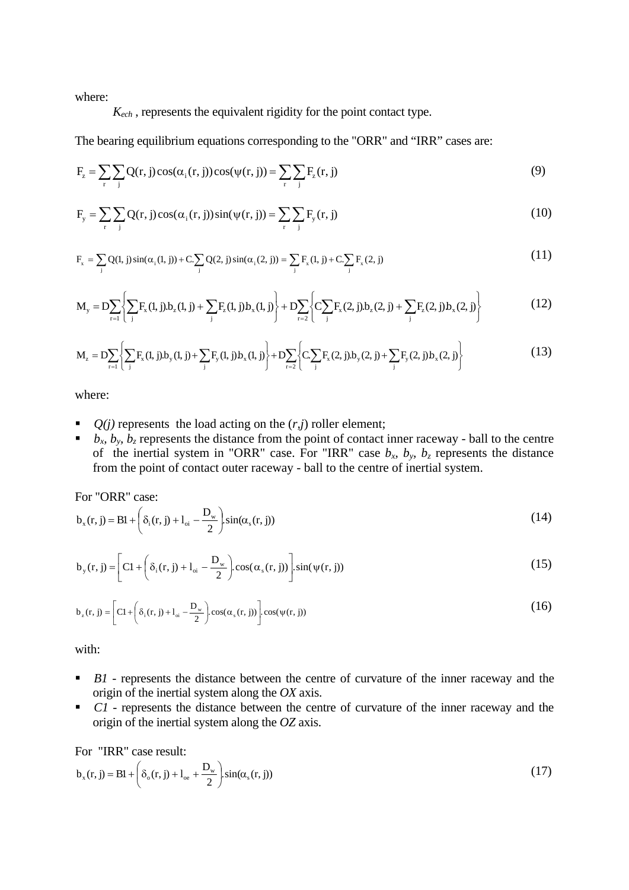where:

$K_{ech}$ , represents the equivalent rigidity for the point contact type.

The bearing equilibrium equations corresponding to the "ORR" and "IRR" cases are:

$$F_z = \sum_r \sum_j Q(r, j)\cos(\alpha_i(r, j))\cos(\psi(r, j)) = \sum_r \sum_j F_z(r, j) \tag{9}$$

$$F_y = \sum_r \sum_j Q(r, j)\cos(\alpha_i(r, j))\sin(\psi(r, j)) = \sum_r \sum_j F_y(r, j) \tag{10}$$

$$F_x = \sum_j Q(1, j)\sin(\alpha_i(1, j)) + C.\sum_j Q(2, j)\sin(\alpha_i(2, j)) = \sum_j F_x(1, j) + C.\sum_j F_x(2, j) \tag{11}$$

$$M_y = D\sum_{r=1}\left\{\sum_j F_x(1, j).b_z(1, j) + \sum_j F_z(1, j).b_x(1, j)\right\} + D\sum_{r=2}\left\{C\sum_j F_x(2, j).b_z(2, j) + \sum_j F_z(2, j).b_x(2, j)\right\} \tag{12}$$

$$M_z = D\sum_{r=1}\left\{\sum_j F_x(1, j).b_y(1, j) + \sum_j F_y(1, j).b_x(1, j)\right\} + D\sum_{r=2}\left\{C.\sum_j F_x(2, j).b_y(2, j) + \sum_j F_y(2, j).b_x(2, j)\right\} \tag{13}$$

where:

- *Q(j)* represents the load acting on the (*r*,*j*) roller element;
- $b_x$, $b_y$, $b_z$ represents the distance from the point of contact inner raceway - ball to the centre of the inertial system in "ORR" case. For "IRR" case $b_x$, $b_y$, $b_z$ represents the distance from the point of contact outer raceway - ball to the centre of inertial system.

For "ORR" case:

$$b_x(r, j) = B1 + \left(\delta_i(r, j) + l_{oi} - \frac{D_w}{2}\right).\sin(\alpha_s(r, j)) \tag{14}$$

$$b_y(r, j) = \left[C1 + \left(\delta_i(r, j) + l_{oi} - \frac{D_w}{2}\right).\cos(\alpha_s(r, j))\right].\sin(\psi(r, j)) \tag{15}$$

$$b_z(r, j) = \left[C1 + \left(\delta_i(r, j) + l_{oi} - \frac{D_w}{2}\right).\cos(\alpha_s(r, j))\right].\cos(\psi(r, j)) \tag{16}$$

with:

- *B1* - represents the distance between the centre of curvature of the inner raceway and the origin of the inertial system along the *OX* axis.
- *C1* - represents the distance between the centre of curvature of the inner raceway and the origin of the inertial system along the *OZ* axis.

For "IRR" case result:

$$b_x(r, j) = B1 + \left(\delta_o(r, j) + l_{oe} + \frac{D_w}{2}\right).\sin(\alpha_s(r, j)) \tag{17}$$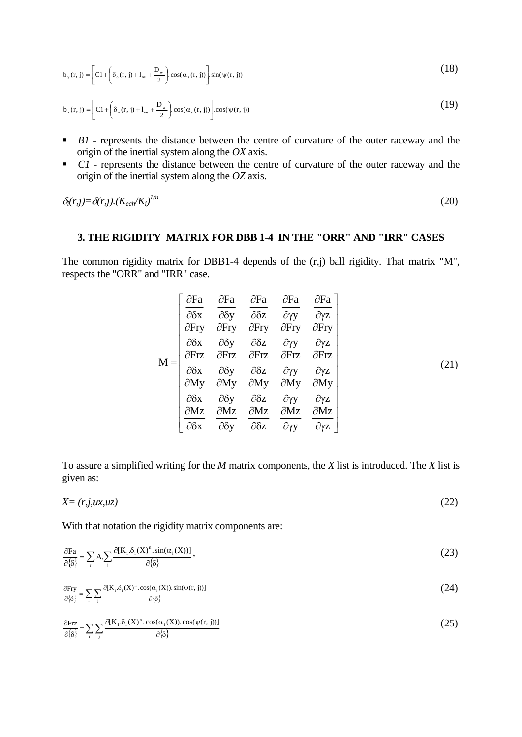$$b_y(r,j) = \left[ C1 + \left( \delta_o(r,j) + l_{oe} + \frac{D_w}{2} \right) . \cos(\alpha_s(r,j)) \right] . \sin(\psi(r,j)) \tag{18}$$

$$b_z(r,j) = \left[ C1 + \left( \delta_o(r,j) + l_{oe} + \frac{D_w}{2} \right) . \cos(\alpha_s(r,j)) \right] . \cos(\psi(r,j)) \tag{19}$$

- *B1* - represents the distance between the centre of curvature of the outer raceway and the origin of the inertial system along the *OX* axis.
- *C1* - represents the distance between the centre of curvature of the outer raceway and the origin of the inertial system along the *OZ* axis.

$$\delta_i(r,j) = \delta(r,j).(K_{ech}/K_i)^{1/n} \tag{20}$$

### 3. THE RIGIDITY MATRIX FOR DBB 1-4 IN THE "ORR" AND "IRR" CASES

The common rigidity matrix for DBB1-4 depends of the (r,j) ball rigidity. That matrix "M", respects the "ORR" and "IRR" case.

$$M = \begin{bmatrix} \frac{\partial Fa}{\partial \delta x} & \frac{\partial Fa}{\partial \delta y} & \frac{\partial Fa}{\partial \delta z} & \frac{\partial Fa}{\partial \gamma y} & \frac{\partial Fa}{\partial \gamma z} \\ \frac{\partial Fry}{\partial \delta x} & \frac{\partial Fry}{\partial \delta y} & \frac{\partial Fry}{\partial \delta z} & \frac{\partial Fry}{\partial \gamma y} & \frac{\partial Fry}{\partial \gamma z} \\ \frac{\partial Frz}{\partial \delta x} & \frac{\partial Frz}{\partial \delta y} & \frac{\partial Frz}{\partial \delta z} & \frac{\partial Frz}{\partial \gamma y} & \frac{\partial Frz}{\partial \gamma z} \\ \frac{\partial My}{\partial \delta x} & \frac{\partial My}{\partial \delta y} & \frac{\partial My}{\partial \delta z} & \frac{\partial My}{\partial \gamma y} & \frac{\partial My}{\partial \gamma z} \\ \frac{\partial Mz}{\partial \delta x} & \frac{\partial Mz}{\partial \delta y} & \frac{\partial Mz}{\partial \delta z} & \frac{\partial Mz}{\partial \gamma y} & \frac{\partial Mz}{\partial \gamma z} \end{bmatrix} \tag{21}$$

To assure a simplified writing for the *M* matrix components, the *X* list is introduced. The *X* list is given as:

$$X = (r,j,ux,uz) \tag{22}$$

With that notation the rigidity matrix components are:

$$\frac{\partial Fa}{\partial\{\delta\}} = \sum_r A.\sum_j \frac{\partial[K_i.\delta_i(X)^n.\sin(\alpha_i(X))]}{\partial\{\delta\}}, \tag{23}$$

$$\frac{\partial Fry}{\partial\{\delta\}} = \sum_r \sum_j \frac{\partial[K_i.\delta_i(X)^n.\cos(\alpha_i(X)).\sin(\psi(r,j))]}{\partial\{\delta\}} \tag{24}$$

$$\frac{\partial Frz}{\partial\{\delta\}} = \sum_r \sum_j \frac{\partial[K_i.\delta_i(X)^n.\cos(\alpha_i(X)).\cos(\psi(r,j))]}{\partial\{\delta\}} \tag{25}$$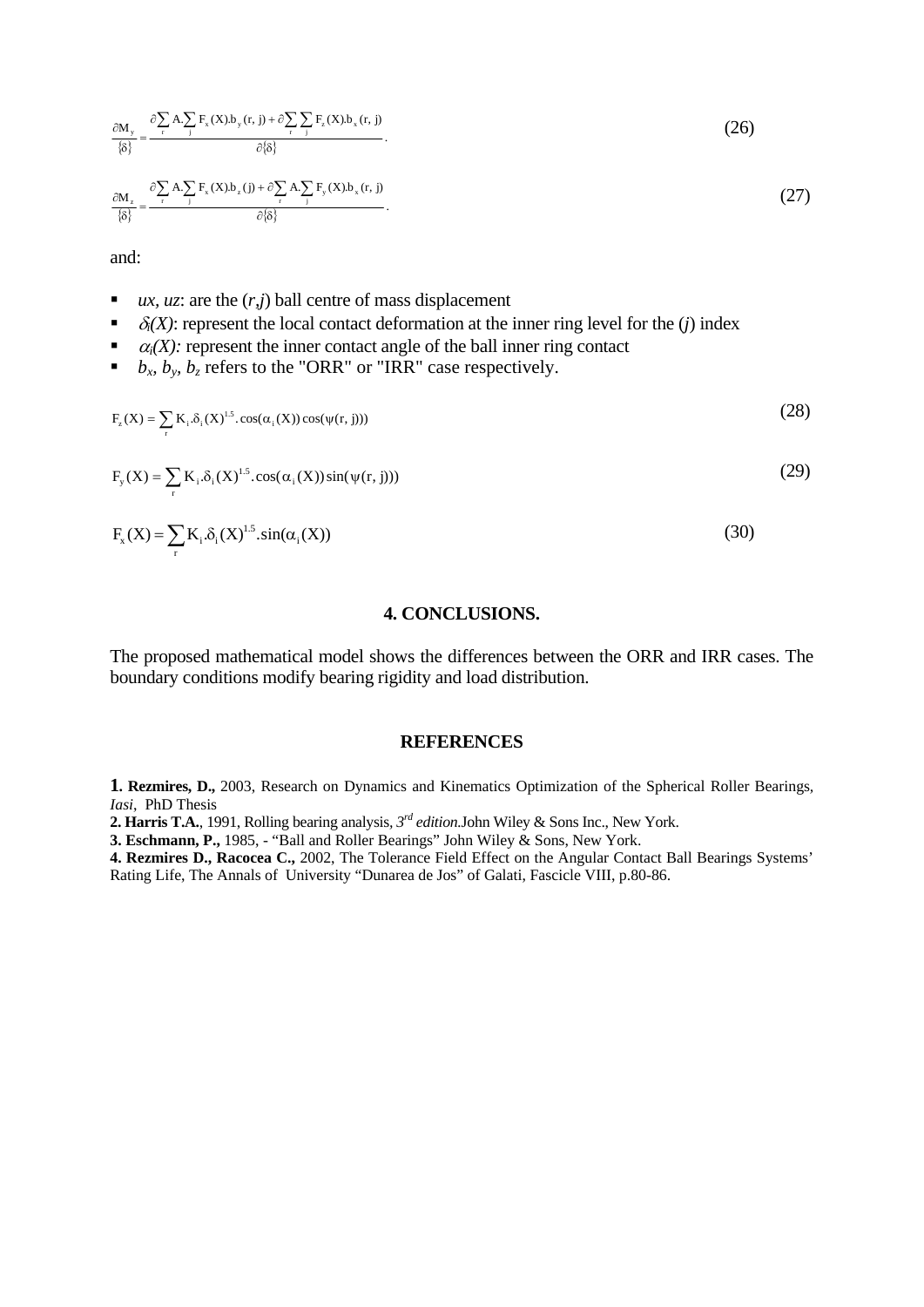$$\frac{\partial M_y}{\{\delta\}} = \frac{\partial \sum_r A.\sum_j F_x(X).b_y(r, j) + \partial \sum_r \sum_j F_z(X).b_x(r, j)}{\partial \{\delta\}}. \tag{26}$$

$$\frac{\partial M_z}{\{\delta\}} = \frac{\partial \sum_r A.\sum_j F_x(X).b_z(j) + \partial \sum_r A.\sum_j F_y(X).b_x(r, j)}{\partial \{\delta\}}. \tag{27}$$

and:

- *ux, uz*: are the (*r,j*) ball centre of mass displacement
- $\delta_i(X)$: represent the local contact deformation at the inner ring level for the (*j*) index
- $\alpha_i(X)$*:* represent the inner contact angle of the ball inner ring contact
- $b_x$, $b_y$, $b_z$ refers to the "ORR" or "IRR" case respectively.

$$F_z(X) = \sum_r K_i.\delta_i(X)^{1.5}.\cos(\alpha_i(X))\cos(\psi(r, j))) \tag{28}$$

$$F_y(X) = \sum_r K_i.\delta_i(X)^{1.5}.\cos(\alpha_i(X))\sin(\psi(r, j))) \tag{29}$$

$$F_x(X) = \sum_r K_i.\delta_i(X)^{1.5}.\sin(\alpha_i(X)) \tag{30}$$

## 4. CONCLUSIONS.

The proposed mathematical model shows the differences between the ORR and IRR cases. The boundary conditions modify bearing rigidity and load distribution.

## REFERENCES

**1. Rezmires, D.,** 2003, Research on Dynamics and Kinematics Optimization of the Spherical Roller Bearings, *Iasi*, PhD Thesis

**2. Harris T.A.**, 1991, Rolling bearing analysis, *3rd edition*.John Wiley & Sons Inc., New York.

**3. Eschmann, P.,** 1985, - "Ball and Roller Bearings" John Wiley & Sons, New York.

**4. Rezmires D., Racocea C.,** 2002, The Tolerance Field Effect on the Angular Contact Ball Bearings Systems' Rating Life, The Annals of University "Dunarea de Jos" of Galati, Fascicle VIII, p.80-86.